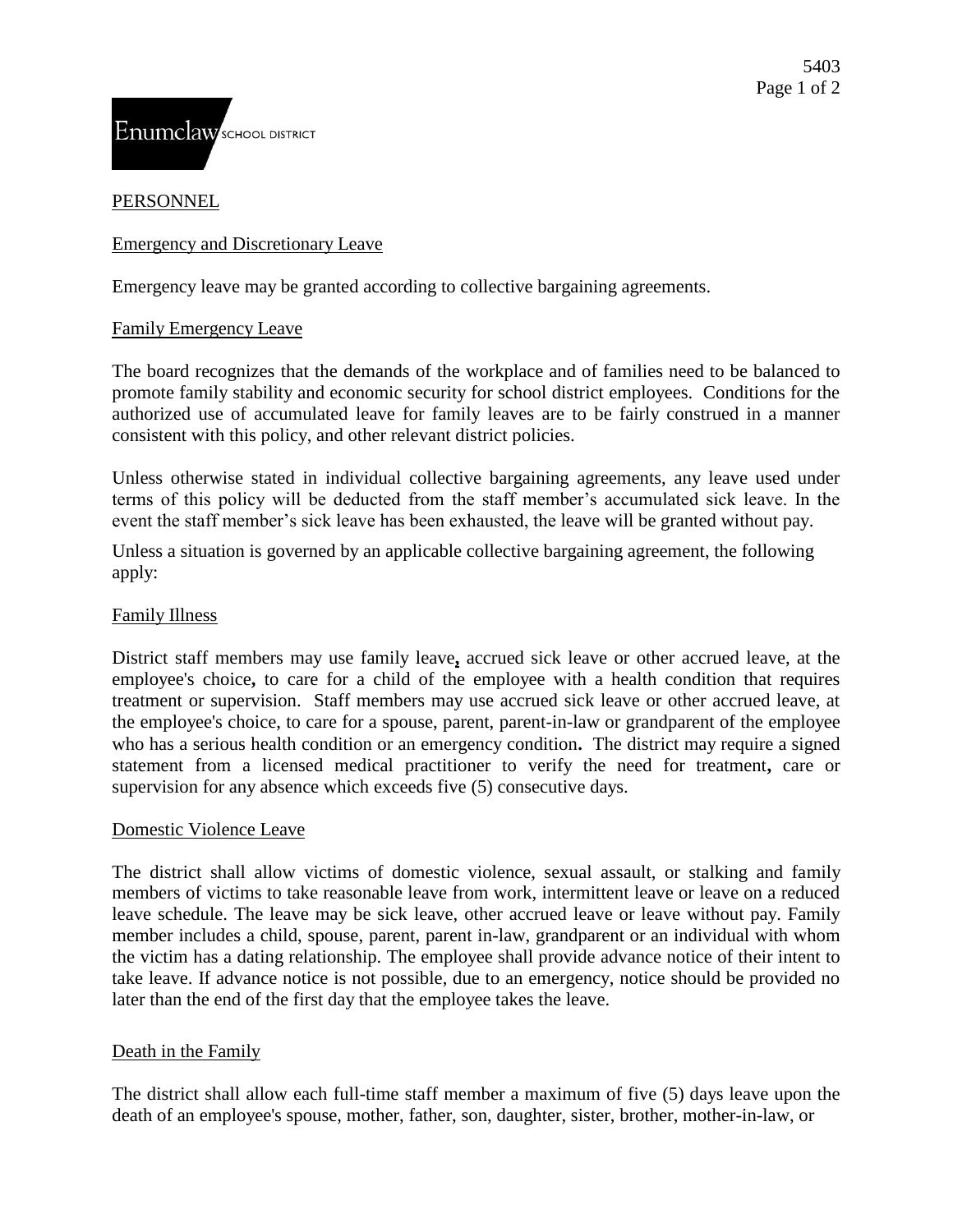# PERSONNEL

## Emergency and Discretionary Leave

Emergency leave may be granted according to collective bargaining agreements.

### Family Emergency Leave

The board recognizes that the demands of the workplace and of families need to be balanced to promote family stability and economic security for school district employees. Conditions for the authorized use of accumulated leave for family leaves are to be fairly construed in a manner consistent with this policy, and other relevant district policies.

Unless otherwise stated in individual collective bargaining agreements, any leave used under terms of this policy will be deducted from the staff member's accumulated sick leave. In the event the staff member's sick leave has been exhausted, the leave will be granted without pay.

Unless a situation is governed by an applicable collective bargaining agreement, the following apply:

### Family Illness

District staff members may use family leave, accrued sick leave or other accrued leave, at the employee's choice, to care for a child of the employee with a health condition that requires treatment or supervision. Staff members may use accrued sick leave or other accrued leave, at the employee's choice, to care for a spouse, parent, parent-in-law or grandparent of the employee who has a serious health condition or an emergency condition. The district may require a signed statement from a licensed medical practitioner to verify the need for treatment, care or supervision for any absence which exceeds five (5) consecutive days.

### Domestic Violence Leave

The district shall allow victims of domestic violence, sexual assault, or stalking and family members of victims to take reasonable leave from work, intermittent leave or leave on a reduced leave schedule. The leave may be sick leave, other accrued leave or leave without pay. Family member includes a child, spouse, parent, parent in-law, grandparent or an individual with whom the victim has a dating relationship. The employee shall provide advance notice of their intent to take leave. If advance notice is not possible, due to an emergency, notice should be provided no later than the end of the first day that the employee takes the leave.

### Death in the Family

The district shall allow each full-time staff member a maximum of five (5) days leave upon the death of an employee's spouse, mother, father, son, daughter, sister, brother, mother-in-law, or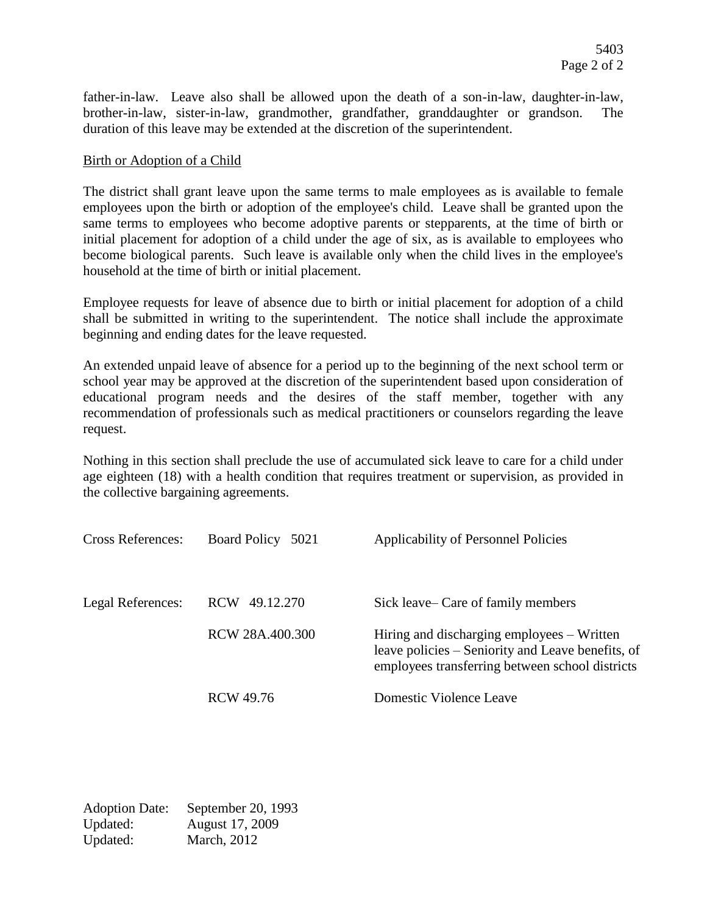father-in-law. Leave also shall be allowed upon the death of a son-in-law, daughter-in-law, brother-in-law, sister-in-law, grandmother, grandfather, granddaughter or grandson. The duration of this leave may be extended at the discretion of the superintendent.

<u>Birth or Adoption of a Child</u>

The district shall grant leave upon the same terms to male employees as is available to female employees upon the birth or adoption of the employee's child. Leave shall be granted upon the same terms to employees who become adoptive parents or stepparents, at the time of birth or initial placement for adoption of a child under the age of six, as is available to employees who become biological parents. Such leave is available only when the child lives in the employee's household at the time of birth or initial placement.

Employee requests for leave of absence due to birth or initial placement for adoption of a child shall be submitted in writing to the superintendent. The notice shall include the approximate beginning and ending dates for the leave requested.

An extended unpaid leave of absence for a period up to the beginning of the next school term or school year may be approved at the discretion of the superintendent based upon consideration of educational program needs and the desires of the staff member, together with any recommendation of professionals such as medical practitioners or counselors regarding the leave request.

Nothing in this section shall preclude the use of accumulated sick leave to care for a child under age eighteen (18) with a health condition that requires treatment or supervision, as provided in the collective bargaining agreements.

| | | |
|---|---|---|
| Cross References: | Board Policy 5021 | Applicability of Personnel Policies |
| Legal References: | RCW 49.12.270 | Sick leave– Care of family members |
| | RCW 28A.400.300 | Hiring and discharging employees – Written leave policies – Seniority and Leave benefits, of employees transferring between school districts |
| | RCW 49.76 | Domestic Violence Leave |

| | |
|---|---|
| Adoption Date: | September 20, 1993 |
| Updated: | August 17, 2009 |
| Updated: | March, 2012 |